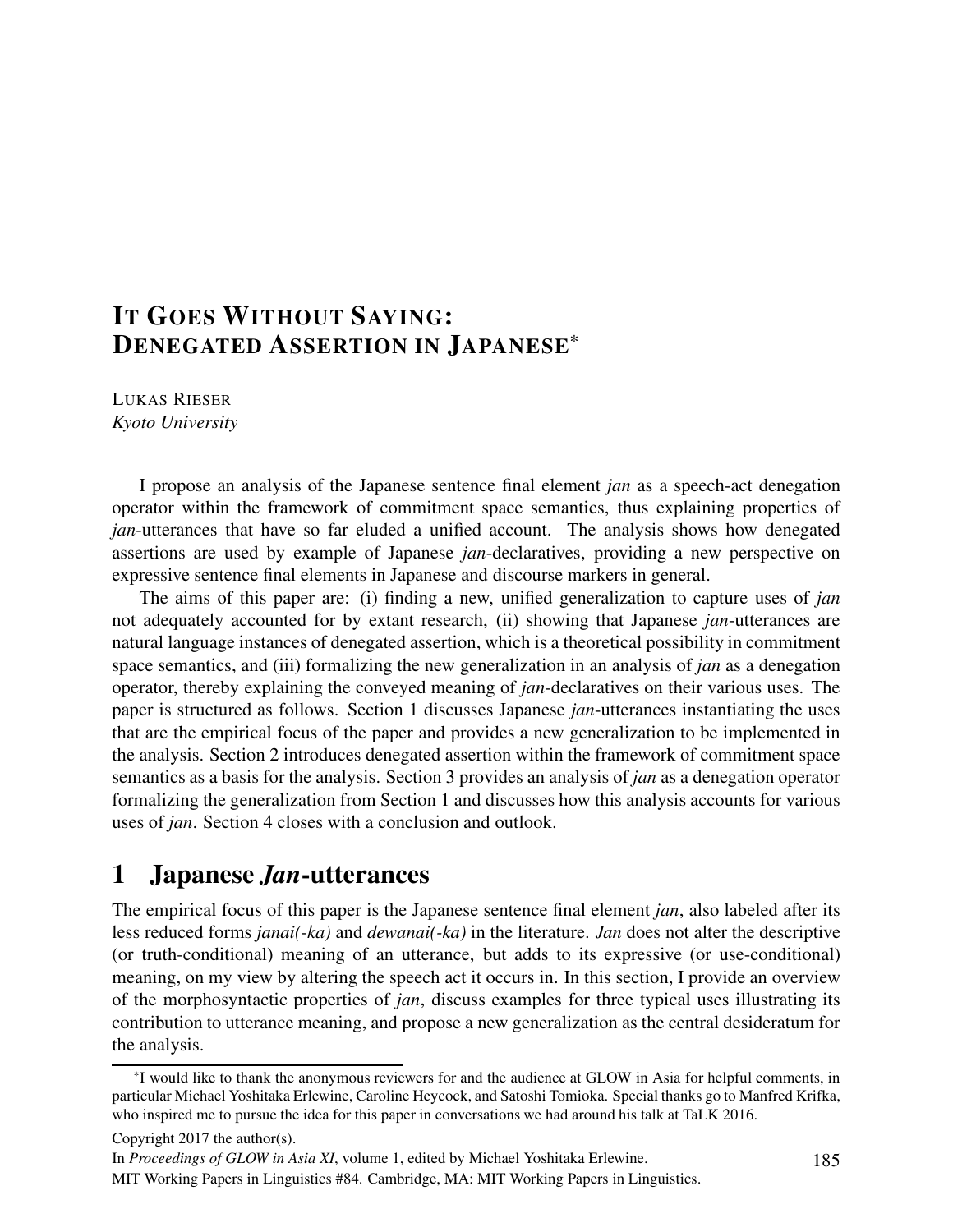# IT GOES WITHOUT SAYING: DENEGATED ASSERTION IN JAPANESE[*]

LUKAS RIESER
*Kyoto University*

I propose an analysis of the Japanese sentence final element *jan* as a speech-act denegation operator within the framework of commitment space semantics, thus explaining properties of *jan*-utterances that have so far eluded a unified account. The analysis shows how denegated assertions are used by example of Japanese *jan*-declaratives, providing a new perspective on expressive sentence final elements in Japanese and discourse markers in general.

The aims of this paper are: (i) finding a new, unified generalization to capture uses of *jan* not adequately accounted for by extant research, (ii) showing that Japanese *jan*-utterances are natural language instances of denegated assertion, which is a theoretical possibility in commitment space semantics, and (iii) formalizing the new generalization in an analysis of *jan* as a denegation operator, thereby explaining the conveyed meaning of *jan*-declaratives on their various uses. The paper is structured as follows. Section 1 discusses Japanese *jan*-utterances instantiating the uses that are the empirical focus of the paper and provides a new generalization to be implemented in the analysis. Section 2 introduces denegated assertion within the framework of commitment space semantics as a basis for the analysis. Section 3 provides an analysis of *jan* as a denegation operator formalizing the generalization from Section 1 and discusses how this analysis accounts for various uses of *jan*. Section 4 closes with a conclusion and outlook.

## 1 Japanese *Jan*-utterances

The empirical focus of this paper is the Japanese sentence final element *jan*, also labeled after its less reduced forms *janai(-ka)* and *dewanai(-ka)* in the literature. *Jan* does not alter the descriptive (or truth-conditional) meaning of an utterance, but adds to its expressive (or use-conditional) meaning, on my view by altering the speech act it occurs in. In this section, I provide an overview of the morphosyntactic properties of *jan*, discuss examples for three typical uses illustrating its contribution to utterance meaning, and propose a new generalization as the central desideratum for the analysis.

---

[*] I would like to thank the anonymous reviewers for and the audience at GLOW in Asia for helpful comments, in particular Michael Yoshitaka Erlewine, Caroline Heycock, and Satoshi Tomioka. Special thanks go to Manfred Krifka, who inspired me to pursue the idea for this paper in conversations we had around his talk at TaLK 2016.

Copyright 2017 the author(s).

In *Proceedings of GLOW in Asia XI*, volume 1, edited by Michael Yoshitaka Erlewine.

MIT Working Papers in Linguistics #84. Cambridge, MA: MIT Working Papers in Linguistics.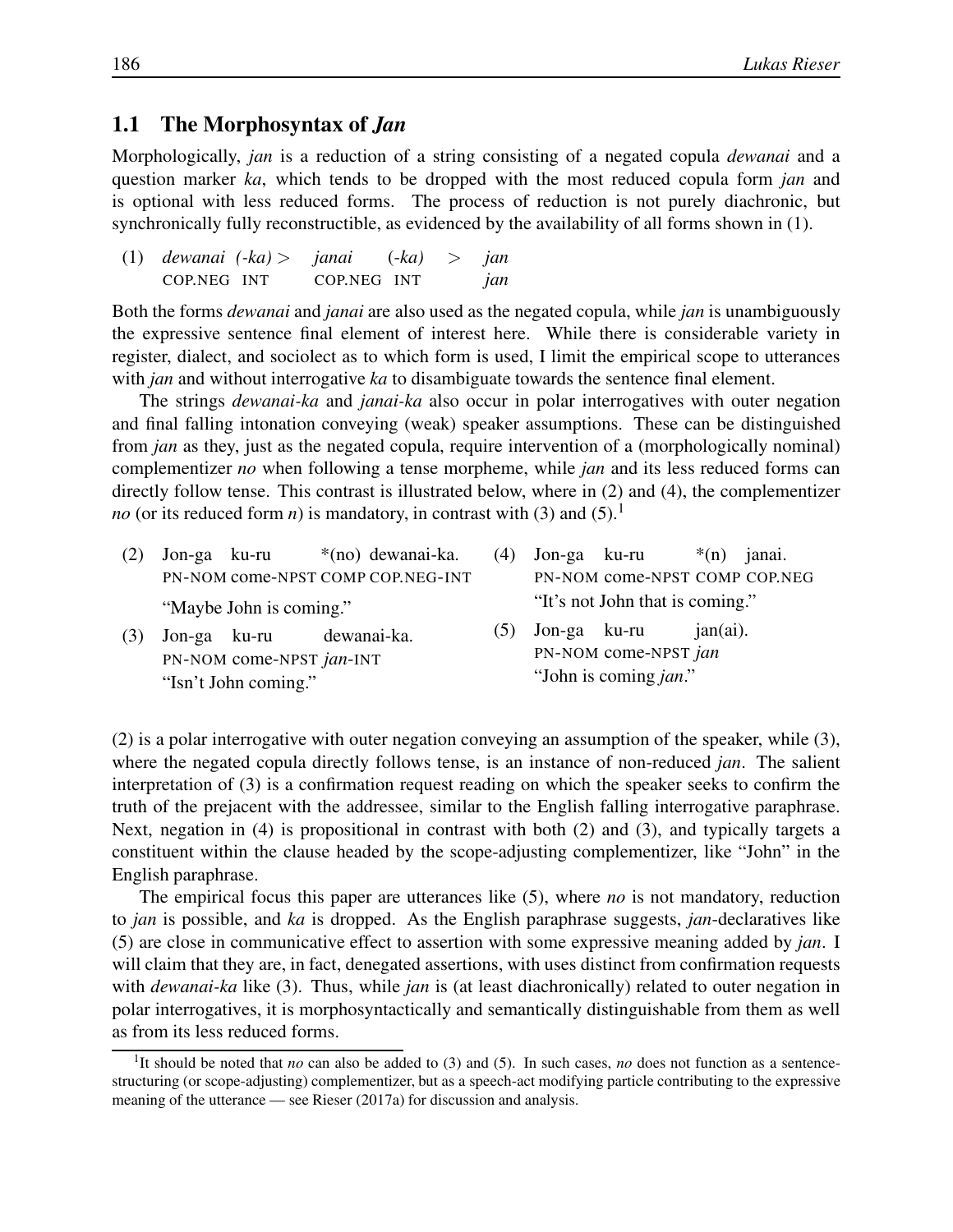## 1.1 The Morphosyntax of *Jan*

Morphologically, *jan* is a reduction of a string consisting of a negated copula *dewanai* and a question marker *ka*, which tends to be dropped with the most reduced copula form *jan* and is optional with less reduced forms. The process of reduction is not purely diachronic, but synchronically fully reconstructible, as evidenced by the availability of all forms shown in (1).

(1) *dewanai (-ka)* > *janai (-ka)* > *jan*
    COP.NEG INT    COP.NEG INT    *jan*

Both the forms *dewanai* and *janai* are also used as the negated copula, while *jan* is unambiguously the expressive sentence final element of interest here. While there is considerable variety in register, dialect, and sociolect as to which form is used, I limit the empirical scope to utterances with *jan* and without interrogative *ka* to disambiguate towards the sentence final element.

The strings *dewanai-ka* and *janai-ka* also occur in polar interrogatives with outer negation and final falling intonation conveying (weak) speaker assumptions. These can be distinguished from *jan* as they, just as the negated copula, require intervention of a (morphologically nominal) complementizer *no* when following a tense morpheme, while *jan* and its less reduced forms can directly follow tense. This contrast is illustrated below, where in (2) and (4), the complementizer *no* (or its reduced form *n*) is mandatory, in contrast with (3) and (5).[1]

(2) Jon-ga ku-ru \*(no) dewanai-ka.
    PN-NOM come-NPST COMP COP.NEG-INT
    "Maybe John is coming."

(3) Jon-ga ku-ru dewanai-ka.
    PN-NOM come-NPST *jan*-INT
    "Isn't John coming."

(4) Jon-ga ku-ru \*(n) janai.
    PN-NOM come-NPST COMP COP.NEG
    "It's not John that is coming."

(5) Jon-ga ku-ru jan(ai).
    PN-NOM come-NPST *jan*
    "John is coming *jan*."

(2) is a polar interrogative with outer negation conveying an assumption of the speaker, while (3), where the negated copula directly follows tense, is an instance of non-reduced *jan*. The salient interpretation of (3) is a confirmation request reading on which the speaker seeks to confirm the truth of the prejacent with the addressee, similar to the English falling interrogative paraphrase. Next, negation in (4) is propositional in contrast with both (2) and (3), and typically targets a constituent within the clause headed by the scope-adjusting complementizer, like "John" in the English paraphrase.

The empirical focus this paper are utterances like (5), where *no* is not mandatory, reduction to *jan* is possible, and *ka* is dropped. As the English paraphrase suggests, *jan*-declaratives like (5) are close in communicative effect to assertion with some expressive meaning added by *jan*. I will claim that they are, in fact, denegated assertions, with uses distinct from confirmation requests with *dewanai-ka* like (3). Thus, while *jan* is (at least diachronically) related to outer negation in polar interrogatives, it is morphosyntactically and semantically distinguishable from them as well as from its less reduced forms.

[1] It should be noted that *no* can also be added to (3) and (5). In such cases, *no* does not function as a sentence-structuring (or scope-adjusting) complementizer, but as a speech-act modifying particle contributing to the expressive meaning of the utterance — see Rieser (2017a) for discussion and analysis.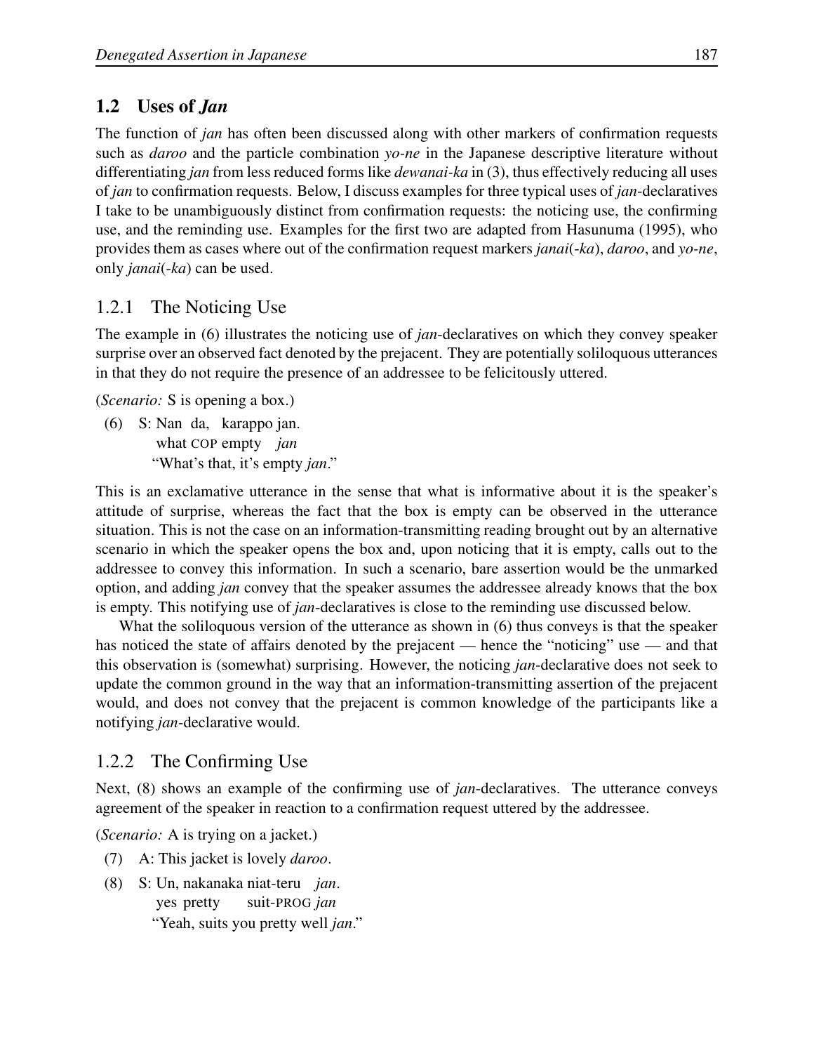## 1.2 Uses of *Jan*

The function of *jan* has often been discussed along with other markers of confirmation requests such as *daroo* and the particle combination *yo-ne* in the Japanese descriptive literature without differentiating *jan* from less reduced forms like *dewanai-ka* in (3), thus effectively reducing all uses of *jan* to confirmation requests. Below, I discuss examples for three typical uses of *jan*-declaratives I take to be unambiguously distinct from confirmation requests: the noticing use, the confirming use, and the reminding use. Examples for the first two are adapted from Hasunuma (1995), who provides them as cases where out of the confirmation request markers *janai*(-*ka*), *daroo*, and *yo-ne*, only *janai*(-*ka*) can be used.

### 1.2.1 The Noticing Use

The example in (6) illustrates the noticing use of *jan*-declaratives on which they convey speaker surprise over an observed fact denoted by the prejacent. They are potentially soliloquous utterances in that they do not require the presence of an addressee to be felicitously uttered.

(*Scenario:* S is opening a box.)

(6) S: Nan da, karappo jan.
 what COP empty *jan*
 "What's that, it's empty *jan*."

This is an exclamative utterance in the sense that what is informative about it is the speaker's attitude of surprise, whereas the fact that the box is empty can be observed in the utterance situation. This is not the case on an information-transmitting reading brought out by an alternative scenario in which the speaker opens the box and, upon noticing that it is empty, calls out to the addressee to convey this information. In such a scenario, bare assertion would be the unmarked option, and adding *jan* convey that the speaker assumes the addressee already knows that the box is empty. This notifying use of *jan*-declaratives is close to the reminding use discussed below.

What the soliloquous version of the utterance as shown in (6) thus conveys is that the speaker has noticed the state of affairs denoted by the prejacent — hence the "noticing" use — and that this observation is (somewhat) surprising. However, the noticing *jan*-declarative does not seek to update the common ground in the way that an information-transmitting assertion of the prejacent would, and does not convey that the prejacent is common knowledge of the participants like a notifying *jan*-declarative would.

### 1.2.2 The Confirming Use

Next, (8) shows an example of the confirming use of *jan*-declaratives. The utterance conveys agreement of the speaker in reaction to a confirmation request uttered by the addressee.

(*Scenario:* A is trying on a jacket.)

(7) A: This jacket is lovely *daroo*.

(8) S: Un, nakanaka niat-teru *jan*.
 yes pretty suit-PROG *jan*
 "Yeah, suits you pretty well *jan*."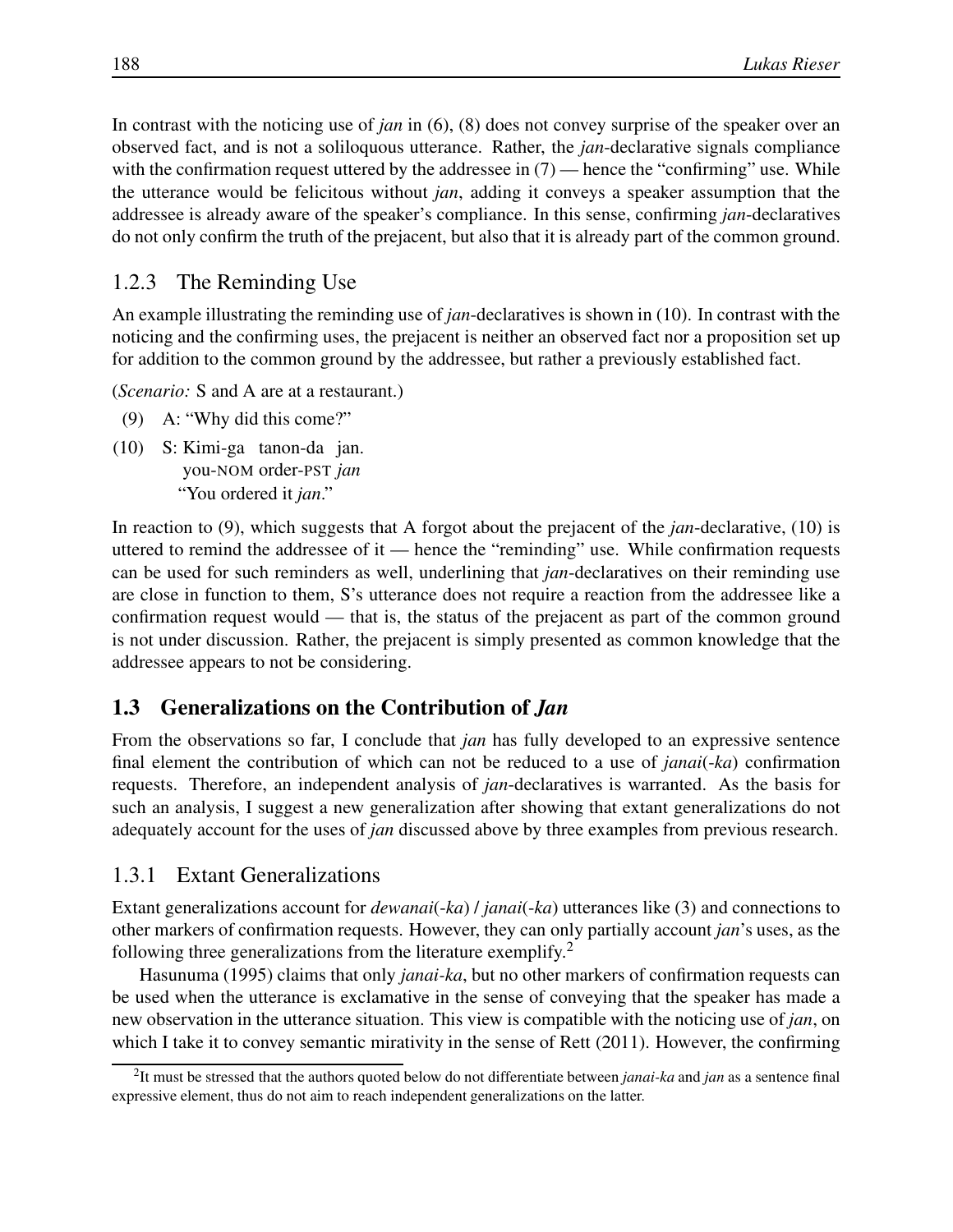In contrast with the noticing use of *jan* in (6), (8) does not convey surprise of the speaker over an observed fact, and is not a soliloquous utterance. Rather, the *jan*-declarative signals compliance with the confirmation request uttered by the addressee in (7) — hence the "confirming" use. While the utterance would be felicitous without *jan*, adding it conveys a speaker assumption that the addressee is already aware of the speaker's compliance. In this sense, confirming *jan*-declaratives do not only confirm the truth of the prejacent, but also that it is already part of the common ground.

### 1.2.3 The Reminding Use

An example illustrating the reminding use of *jan*-declaratives is shown in (10). In contrast with the noticing and the confirming uses, the prejacent is neither an observed fact nor a proposition set up for addition to the common ground by the addressee, but rather a previously established fact.

(*Scenario:* S and A are at a restaurant.)

(9) A: "Why did this come?"

(10) S: Kimi-ga tanon-da jan.
 you-NOM order-PST *jan*
 "You ordered it *jan*."

In reaction to (9), which suggests that A forgot about the prejacent of the *jan*-declarative, (10) is uttered to remind the addressee of it — hence the "reminding" use. While confirmation requests can be used for such reminders as well, underlining that *jan*-declaratives on their reminding use are close in function to them, S's utterance does not require a reaction from the addressee like a confirmation request would — that is, the status of the prejacent as part of the common ground is not under discussion. Rather, the prejacent is simply presented as common knowledge that the addressee appears to not be considering.

## 1.3 Generalizations on the Contribution of *Jan*

From the observations so far, I conclude that *jan* has fully developed to an expressive sentence final element the contribution of which can not be reduced to a use of *janai*(*-ka*) confirmation requests. Therefore, an independent analysis of *jan*-declaratives is warranted. As the basis for such an analysis, I suggest a new generalization after showing that extant generalizations do not adequately account for the uses of *jan* discussed above by three examples from previous research.

### 1.3.1 Extant Generalizations

Extant generalizations account for *dewanai*(*-ka*) / *janai*(*-ka*) utterances like (3) and connections to other markers of confirmation requests. However, they can only partially account *jan*'s uses, as the following three generalizations from the literature exemplify.[2]

Hasunuma (1995) claims that only *janai-ka*, but no other markers of confirmation requests can be used when the utterance is exclamative in the sense of conveying that the speaker has made a new observation in the utterance situation. This view is compatible with the noticing use of *jan*, on which I take it to convey semantic mirativity in the sense of Rett (2011). However, the confirming

[2]It must be stressed that the authors quoted below do not differentiate between *janai-ka* and *jan* as a sentence final expressive element, thus do not aim to reach independent generalizations on the latter.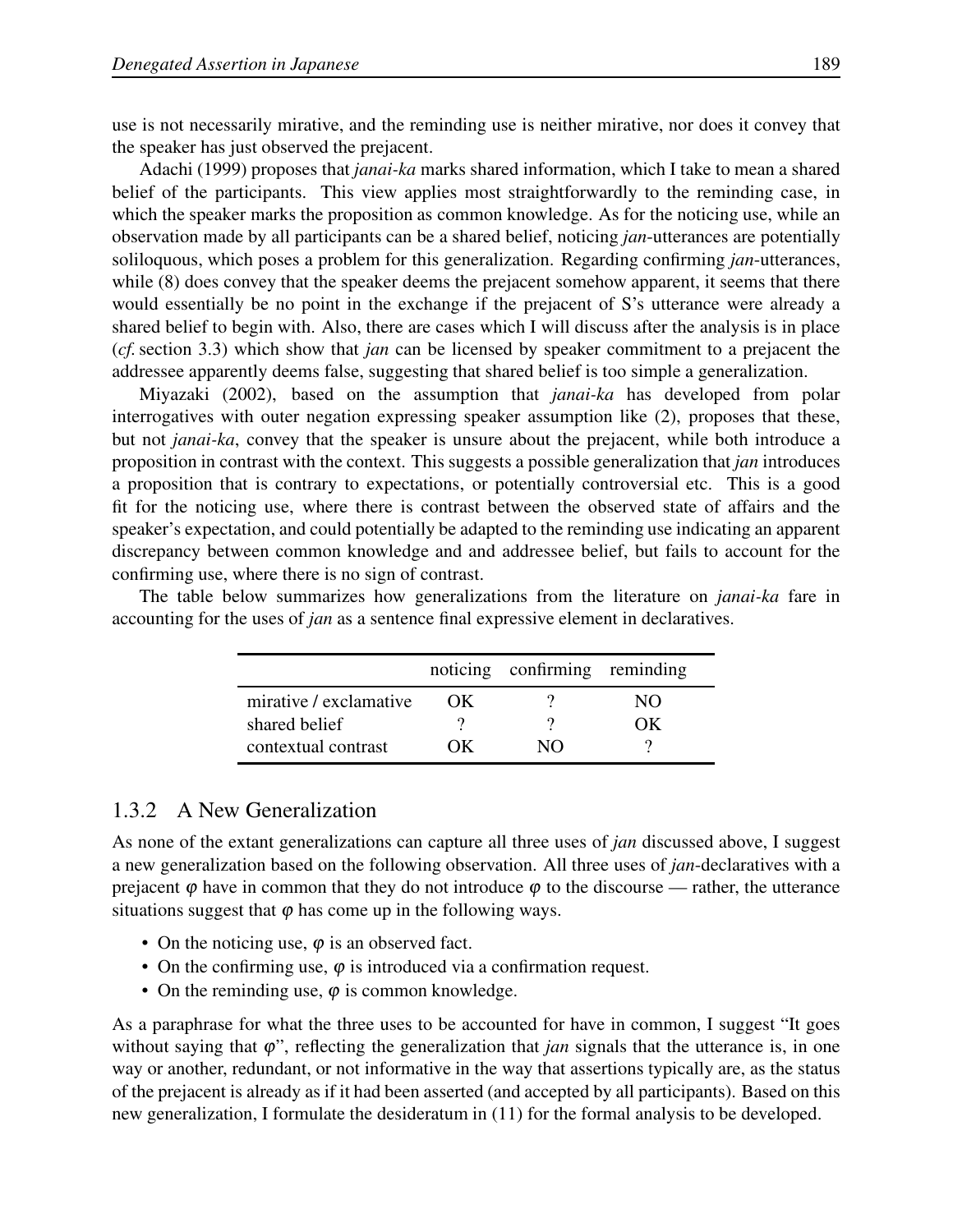use is not necessarily mirative, and the reminding use is neither mirative, nor does it convey that the speaker has just observed the prejacent.

Adachi (1999) proposes that *janai-ka* marks shared information, which I take to mean a shared belief of the participants. This view applies most straightforwardly to the reminding case, in which the speaker marks the proposition as common knowledge. As for the noticing use, while an observation made by all participants can be a shared belief, noticing *jan*-utterances are potentially soliloquous, which poses a problem for this generalization. Regarding confirming *jan*-utterances, while (8) does convey that the speaker deems the prejacent somehow apparent, it seems that there would essentially be no point in the exchange if the prejacent of S's utterance were already a shared belief to begin with. Also, there are cases which I will discuss after the analysis is in place (*cf.* section 3.3) which show that *jan* can be licensed by speaker commitment to a prejacent the addressee apparently deems false, suggesting that shared belief is too simple a generalization.

Miyazaki (2002), based on the assumption that *janai-ka* has developed from polar interrogatives with outer negation expressing speaker assumption like (2), proposes that these, but not *janai-ka*, convey that the speaker is unsure about the prejacent, while both introduce a proposition in contrast with the context. This suggests a possible generalization that *jan* introduces a proposition that is contrary to expectations, or potentially controversial etc. This is a good fit for the noticing use, where there is contrast between the observed state of affairs and the speaker's expectation, and could potentially be adapted to the reminding use indicating an apparent discrepancy between common knowledge and and addressee belief, but fails to account for the confirming use, where there is no sign of contrast.

The table below summarizes how generalizations from the literature on *janai-ka* fare in accounting for the uses of *jan* as a sentence final expressive element in declaratives.

| | noticing | confirming | reminding |
|---|---|---|---|
| mirative / exclamative | OK | ? | NO |
| shared belief | ? | ? | OK |
| contextual contrast | OK | NO | ? |

### 1.3.2 A New Generalization

As none of the extant generalizations can capture all three uses of *jan* discussed above, I suggest a new generalization based on the following observation. All three uses of *jan*-declaratives with a prejacent $\varphi$ have in common that they do not introduce $\varphi$ to the discourse — rather, the utterance situations suggest that $\varphi$ has come up in the following ways.

- On the noticing use, $\varphi$ is an observed fact.
- On the confirming use, $\varphi$ is introduced via a confirmation request.
- On the reminding use, $\varphi$ is common knowledge.

As a paraphrase for what the three uses to be accounted for have in common, I suggest "It goes without saying that $\varphi$", reflecting the generalization that *jan* signals that the utterance is, in one way or another, redundant, or not informative in the way that assertions typically are, as the status of the prejacent is already as if it had been asserted (and accepted by all participants). Based on this new generalization, I formulate the desideratum in (11) for the formal analysis to be developed.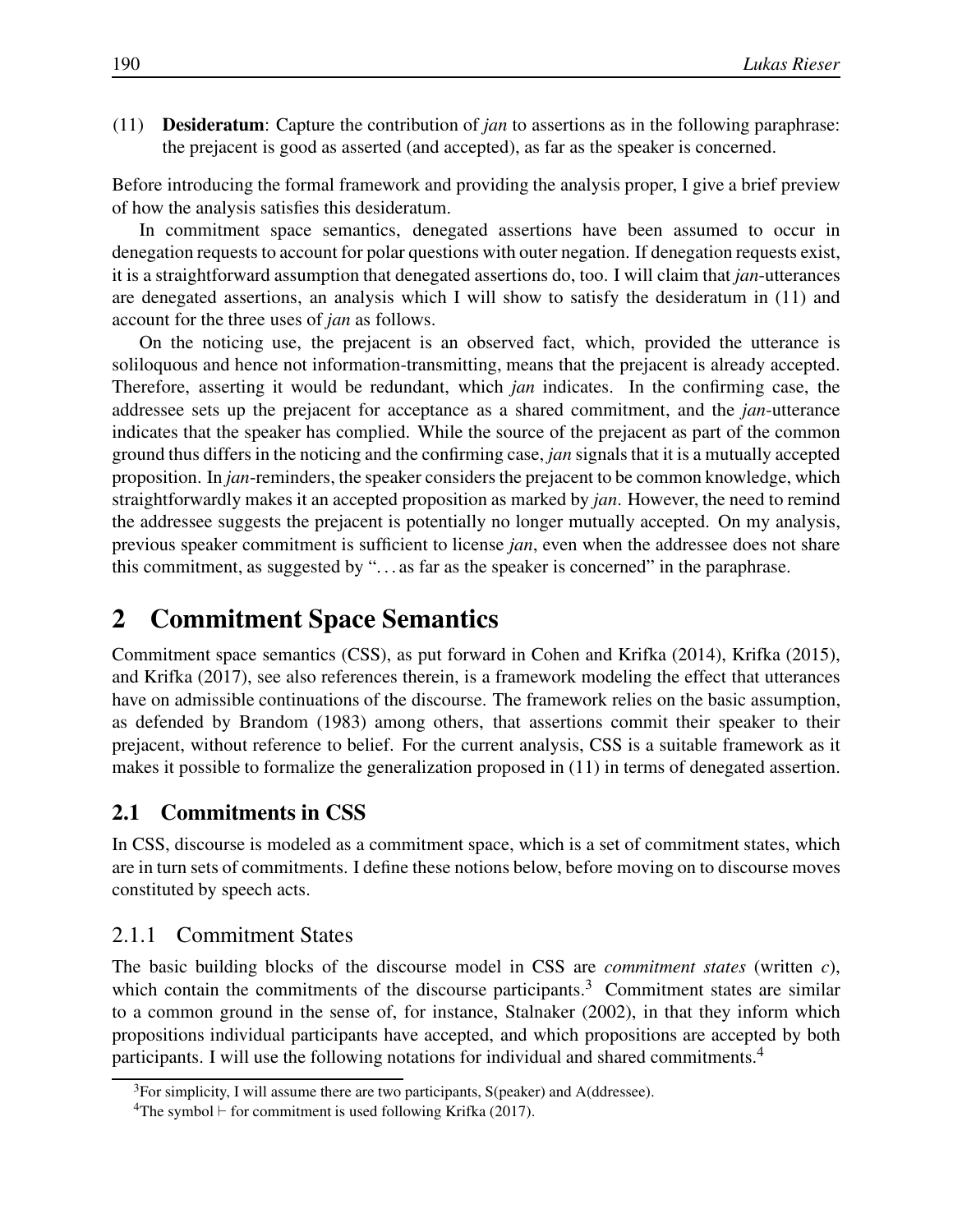(11) **Desideratum**: Capture the contribution of *jan* to assertions as in the following paraphrase: the prejacent is good as asserted (and accepted), as far as the speaker is concerned.

Before introducing the formal framework and providing the analysis proper, I give a brief preview of how the analysis satisfies this desideratum.

In commitment space semantics, denegated assertions have been assumed to occur in denegation requests to account for polar questions with outer negation. If denegation requests exist, it is a straightforward assumption that denegated assertions do, too. I will claim that *jan*-utterances are denegated assertions, an analysis which I will show to satisfy the desideratum in (11) and account for the three uses of *jan* as follows.

On the noticing use, the prejacent is an observed fact, which, provided the utterance is soliloquous and hence not information-transmitting, means that the prejacent is already accepted. Therefore, asserting it would be redundant, which *jan* indicates. In the confirming case, the addressee sets up the prejacent for acceptance as a shared commitment, and the *jan*-utterance indicates that the speaker has complied. While the source of the prejacent as part of the common ground thus differs in the noticing and the confirming case, *jan* signals that it is a mutually accepted proposition. In *jan*-reminders, the speaker considers the prejacent to be common knowledge, which straightforwardly makes it an accepted proposition as marked by *jan*. However, the need to remind the addressee suggests the prejacent is potentially no longer mutually accepted. On my analysis, previous speaker commitment is sufficient to license *jan*, even when the addressee does not share this commitment, as suggested by "... as far as the speaker is concerned" in the paraphrase.

# 2 Commitment Space Semantics

Commitment space semantics (CSS), as put forward in Cohen and Krifka (2014), Krifka (2015), and Krifka (2017), see also references therein, is a framework modeling the effect that utterances have on admissible continuations of the discourse. The framework relies on the basic assumption, as defended by Brandom (1983) among others, that assertions commit their speaker to their prejacent, without reference to belief. For the current analysis, CSS is a suitable framework as it makes it possible to formalize the generalization proposed in (11) in terms of denegated assertion.

## 2.1 Commitments in CSS

In CSS, discourse is modeled as a commitment space, which is a set of commitment states, which are in turn sets of commitments. I define these notions below, before moving on to discourse moves constituted by speech acts.

### 2.1.1 Commitment States

The basic building blocks of the discourse model in CSS are *commitment states* (written $c$), which contain the commitments of the discourse participants.[3] Commitment states are similar to a common ground in the sense of, for instance, Stalnaker (2002), in that they inform which propositions individual participants have accepted, and which propositions are accepted by both participants. I will use the following notations for individual and shared commitments.[4]

---

[3] For simplicity, I will assume there are two participants, S(peaker) and A(ddressee).

[4] The symbol $\vdash$ for commitment is used following Krifka (2017).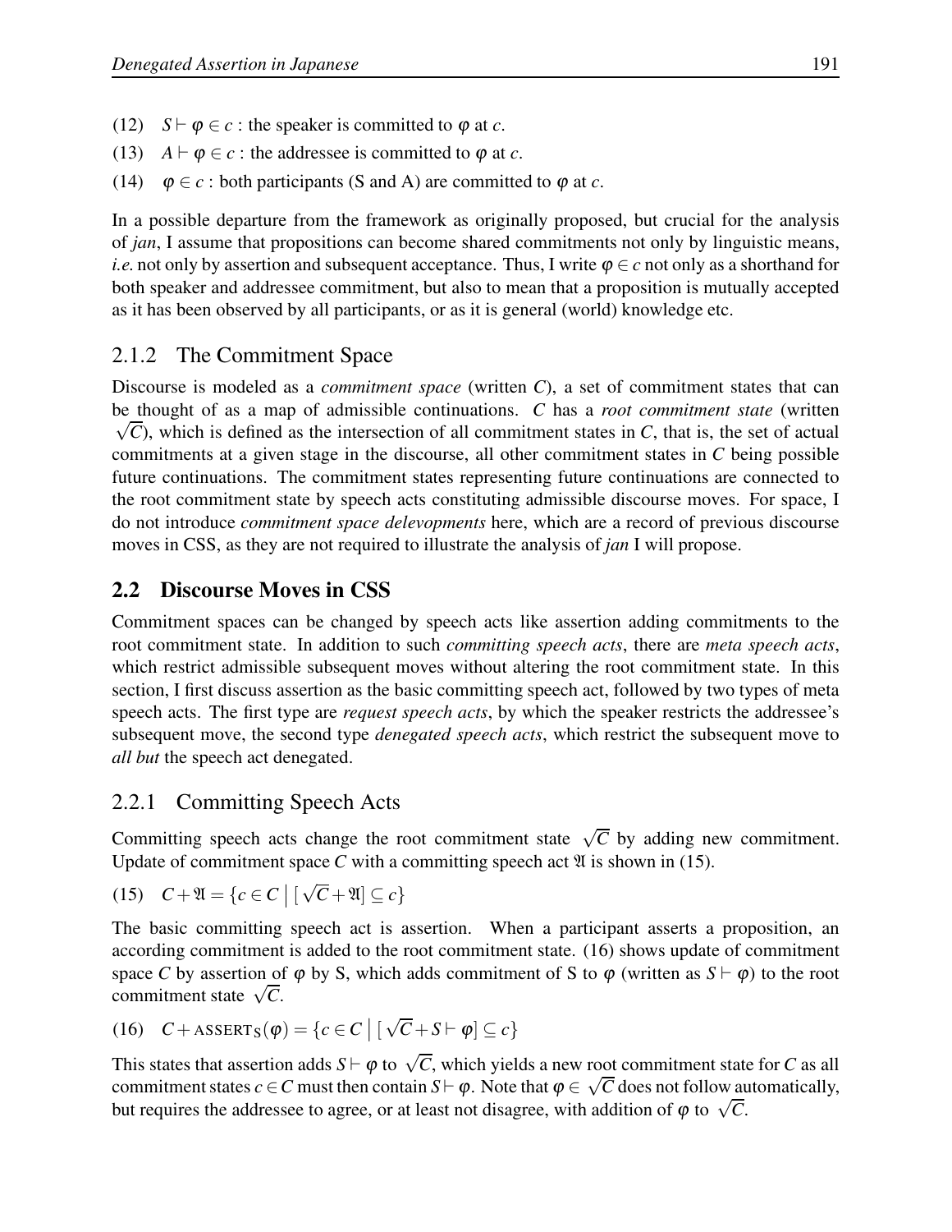(12) $S \vdash \varphi \in c$ : the speaker is committed to $\varphi$ at $c$.

(13) $A \vdash \varphi \in c$ : the addressee is committed to $\varphi$ at $c$.

(14) $\varphi \in c$ : both participants (S and A) are committed to $\varphi$ at $c$.

In a possible departure from the framework as originally proposed, but crucial for the analysis of *jan*, I assume that propositions can become shared commitments not only by linguistic means, *i.e.* not only by assertion and subsequent acceptance. Thus, I write $\varphi \in c$ not only as a shorthand for both speaker and addressee commitment, but also to mean that a proposition is mutually accepted as it has been observed by all participants, or as it is general (world) knowledge etc.

### 2.1.2 The Commitment Space

Discourse is modeled as a *commitment space* (written $C$), a set of commitment states that can be thought of as a map of admissible continuations. $C$ has a *root commitment state* (written $\sqrt{C}$), which is defined as the intersection of all commitment states in $C$, that is, the set of actual commitments at a given stage in the discourse, all other commitment states in $C$ being possible future continuations. The commitment states representing future continuations are connected to the root commitment state by speech acts constituting admissible discourse moves. For space, I do not introduce *commitment space delevopments* here, which are a record of previous discourse moves in CSS, as they are not required to illustrate the analysis of *jan* I will propose.

## 2.2 Discourse Moves in CSS

Commitment spaces can be changed by speech acts like assertion adding commitments to the root commitment state. In addition to such *committing speech acts*, there are *meta speech acts*, which restrict admissible subsequent moves without altering the root commitment state. In this section, I first discuss assertion as the basic committing speech act, followed by two types of meta speech acts. The first type are *request speech acts*, by which the speaker restricts the addressee's subsequent move, the second type *denegated speech acts*, which restrict the subsequent move to *all but* the speech act denegated.

### 2.2.1 Committing Speech Acts

Committing speech acts change the root commitment state $\sqrt{C}$ by adding new commitment. Update of commitment space $C$ with a committing speech act $\mathfrak{A}$ is shown in (15).

(15) $C + \mathfrak{A} = \{c \in C \mid [\sqrt{C} + \mathfrak{A}] \subseteq c\}$

The basic committing speech act is assertion. When a participant asserts a proposition, an according commitment is added to the root commitment state. (16) shows update of commitment space $C$ by assertion of $\varphi$ by S, which adds commitment of S to $\varphi$ (written as $S \vdash \varphi$) to the root commitment state $\sqrt{C}$.

(16) $C + \text{ASSERT}_S(\varphi) = \{c \in C \mid [\sqrt{C} + S \vdash \varphi] \subseteq c\}$

This states that assertion adds $S \vdash \varphi$ to $\sqrt{C}$, which yields a new root commitment state for $C$ as all commitment states $c \in C$ must then contain $S \vdash \varphi$. Note that $\varphi \in \sqrt{C}$ does not follow automatically, but requires the addressee to agree, or at least not disagree, with addition of $\varphi$ to $\sqrt{C}$.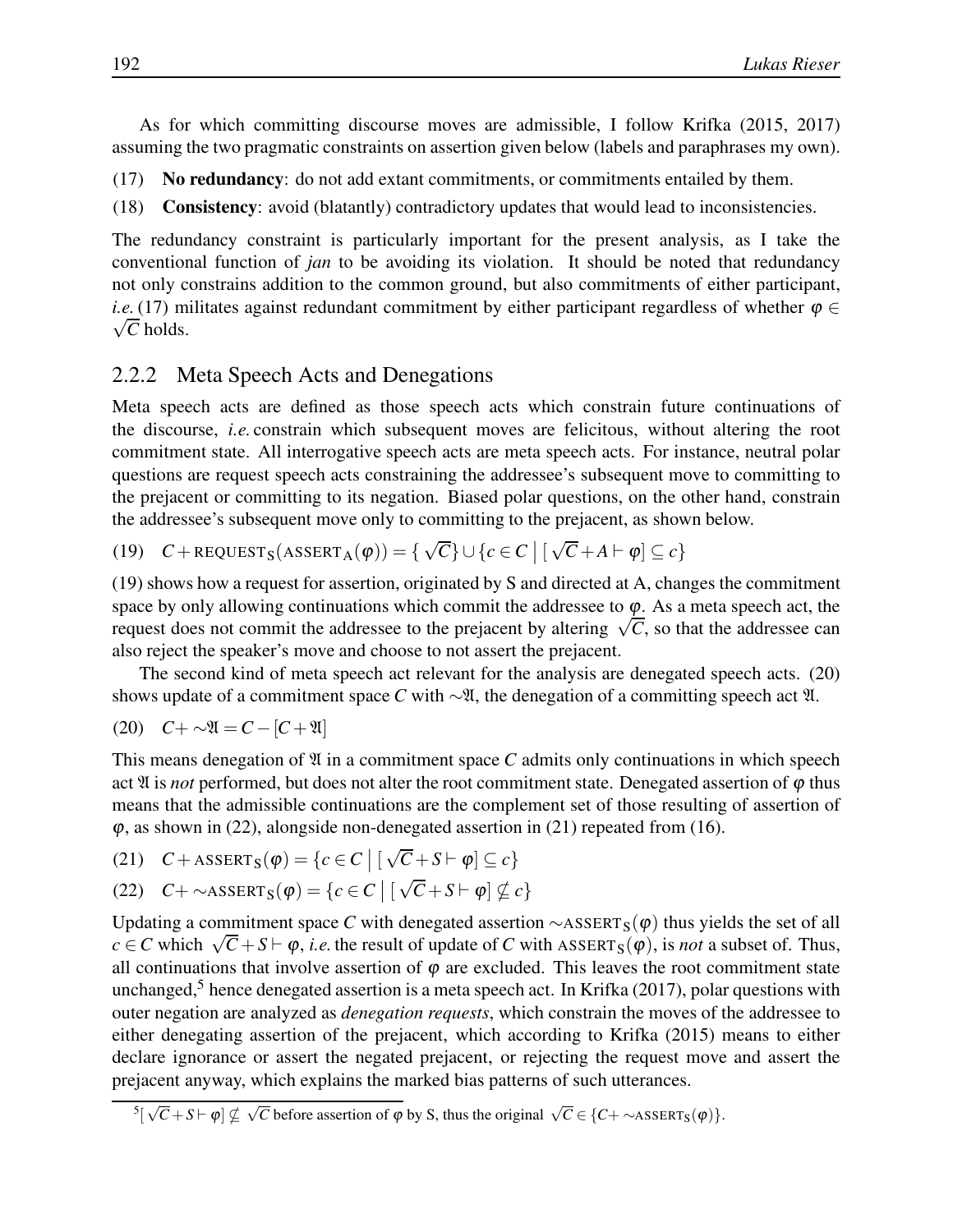As for which committing discourse moves are admissible, I follow Krifka (2015, 2017) assuming the two pragmatic constraints on assertion given below (labels and paraphrases my own).

(17) **No redundancy**: do not add extant commitments, or commitments entailed by them.

(18) **Consistency**: avoid (blatantly) contradictory updates that would lead to inconsistencies.

The redundancy constraint is particularly important for the present analysis, as I take the conventional function of *jan* to be avoiding its violation. It should be noted that redundancy not only constrains addition to the common ground, but also commitments of either participant, *i.e.* (17) militates against redundant commitment by either participant regardless of whether $\varphi \in \sqrt{C}$ holds.

### 2.2.2 Meta Speech Acts and Denegations

Meta speech acts are defined as those speech acts which constrain future continuations of the discourse, *i.e.* constrain which subsequent moves are felicitous, without altering the root commitment state. All interrogative speech acts are meta speech acts. For instance, neutral polar questions are request speech acts constraining the addressee's subsequent move to committing to the prejacent or committing to its negation. Biased polar questions, on the other hand, constrain the addressee's subsequent move only to committing to the prejacent, as shown below.

(19) $C + \text{REQUEST}_S(\text{ASSERT}_A(\varphi)) = \{\sqrt{C}\} \cup \{c \in C \mid [\sqrt{C} + A \vdash \varphi] \subseteq c\}$

(19) shows how a request for assertion, originated by S and directed at A, changes the commitment space by only allowing continuations which commit the addressee to $\varphi$. As a meta speech act, the request does not commit the addressee to the prejacent by altering $\sqrt{C}$, so that the addressee can also reject the speaker's move and choose to not assert the prejacent.

The second kind of meta speech act relevant for the analysis are denegated speech acts. (20) shows update of a commitment space $C$ with $\sim\mathfrak{A}$, the denegation of a committing speech act $\mathfrak{A}$.

(20) $C + \sim\mathfrak{A} = C - [C + \mathfrak{A}]$

This means denegation of $\mathfrak{A}$ in a commitment space $C$ admits only continuations in which speech act $\mathfrak{A}$ is *not* performed, but does not alter the root commitment state. Denegated assertion of $\varphi$ thus means that the admissible continuations are the complement set of those resulting of assertion of $\varphi$, as shown in (22), alongside non-denegated assertion in (21) repeated from (16).

(21) $C + \text{ASSERT}_S(\varphi) = \{c \in C \mid [\sqrt{C} + S \vdash \varphi] \subseteq c\}$

(22) $C + \sim\text{ASSERT}_S(\varphi) = \{c \in C \mid [\sqrt{C} + S \vdash \varphi] \nsubseteq c\}$

Updating a commitment space $C$ with denegated assertion $\sim\text{ASSERT}_S(\varphi)$ thus yields the set of all $c \in C$ which $\sqrt{C} + S \vdash \varphi$, *i.e.* the result of update of $C$ with $\text{ASSERT}_S(\varphi)$, is *not* a subset of. Thus, all continuations that involve assertion of $\varphi$ are excluded. This leaves the root commitment state unchanged,[5] hence denegated assertion is a meta speech act. In Krifka (2017), polar questions with outer negation are analyzed as *denegation requests*, which constrain the moves of the addressee to either denegating assertion of the prejacent, which according to Krifka (2015) means to either declare ignorance or assert the negated prejacent, or rejecting the request move and assert the prejacent anyway, which explains the marked bias patterns of such utterances.

[5] $[\sqrt{C} + S \vdash \varphi] \nsubseteq \sqrt{C}$ before assertion of $\varphi$ by S, thus the original $\sqrt{C} \in \{C + \sim\text{ASSERT}_S(\varphi)\}$.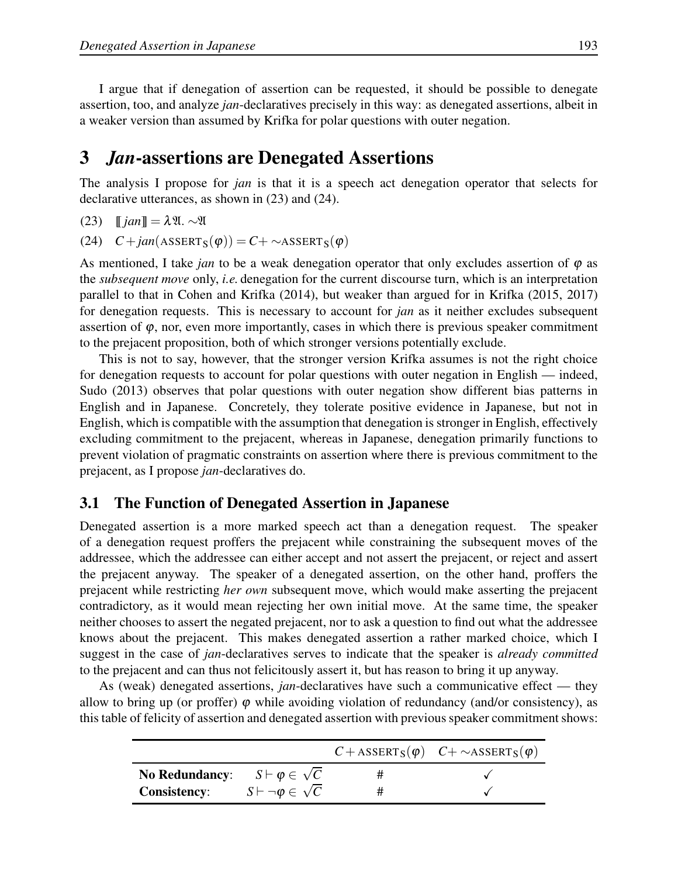I argue that if denegation of assertion can be requested, it should be possible to denegate assertion, too, and analyze *jan*-declaratives precisely in this way: as denegated assertions, albeit in a weaker version than assumed by Krifka for polar questions with outer negation.

# 3 *Jan*-assertions are Denegated Assertions

The analysis I propose for *jan* is that it is a speech act denegation operator that selects for declarative utterances, as shown in (23) and (24).

(23) $[\![ jan ]\!] = \lambda\mathfrak{A}.\sim\mathfrak{A}$

(24) $C + jan(\text{ASSERT}_S(\varphi)) = C + \sim\text{ASSERT}_S(\varphi)$

As mentioned, I take *jan* to be a weak denegation operator that only excludes assertion of $\varphi$ as the *subsequent move* only, *i.e.* denegation for the current discourse turn, which is an interpretation parallel to that in Cohen and Krifka (2014), but weaker than argued for in Krifka (2015, 2017) for denegation requests. This is necessary to account for *jan* as it neither excludes subsequent assertion of $\varphi$, nor, even more importantly, cases in which there is previous speaker commitment to the prejacent proposition, both of which stronger versions potentially exclude.

This is not to say, however, that the stronger version Krifka assumes is not the right choice for denegation requests to account for polar questions with outer negation in English — indeed, Sudo (2013) observes that polar questions with outer negation show different bias patterns in English and in Japanese. Concretely, they tolerate positive evidence in Japanese, but not in English, which is compatible with the assumption that denegation is stronger in English, effectively excluding commitment to the prejacent, whereas in Japanese, denegation primarily functions to prevent violation of pragmatic constraints on assertion where there is previous commitment to the prejacent, as I propose *jan*-declaratives do.

## 3.1 The Function of Denegated Assertion in Japanese

Denegated assertion is a more marked speech act than a denegation request. The speaker of a denegation request proffers the prejacent while constraining the subsequent moves of the addressee, which the addressee can either accept and not assert the prejacent, or reject and assert the prejacent anyway. The speaker of a denegated assertion, on the other hand, proffers the prejacent while restricting *her own* subsequent move, which would make asserting the prejacent contradictory, as it would mean rejecting her own initial move. At the same time, the speaker neither chooses to assert the negated prejacent, nor to ask a question to find out what the addressee knows about the prejacent. This makes denegated assertion a rather marked choice, which I suggest in the case of *jan*-declaratives serves to indicate that the speaker is *already committed* to the prejacent and can thus not felicitously assert it, but has reason to bring it up anyway.

As (weak) denegated assertions, *jan*-declaratives have such a communicative effect — they allow to bring up (or proffer) $\varphi$ while avoiding violation of redundancy (and/or consistency), as this table of felicity of assertion and denegated assertion with previous speaker commitment shows:

| | | $C + \text{ASSERT}_S(\varphi)$ | $C + \sim\text{ASSERT}_S(\varphi)$ |
|---|---|---|---|
| **No Redundancy**: | $S \vdash \varphi \in \sqrt{C}$ | # | ✓ |
| **Consistency**: | $S \vdash \neg\varphi \in \sqrt{C}$ | # | ✓ |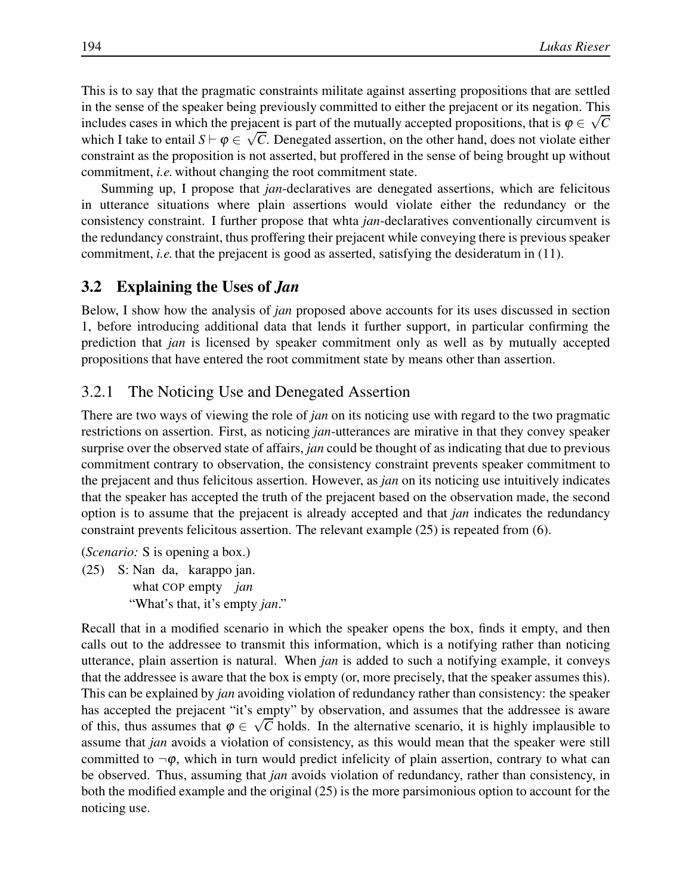This is to say that the pragmatic constraints militate against asserting propositions that are settled in the sense of the speaker being previously committed to either the prejacent or its negation. This includes cases in which the prejacent is part of the mutually accepted propositions, that is $\varphi \in \sqrt{C}$ which I take to entail $S \vdash \varphi \in \sqrt{C}$. Denegated assertion, on the other hand, does not violate either constraint as the proposition is not asserted, but proffered in the sense of being brought up without commitment, *i.e.* without changing the root commitment state.

Summing up, I propose that *jan*-declaratives are denegated assertions, which are felicitous in utterance situations where plain assertions would violate either the redundancy or the consistency constraint. I further propose that whta *jan*-declaratives conventionally circumvent is the redundancy constraint, thus proffering their prejacent while conveying there is previous speaker commitment, *i.e.* that the prejacent is good as asserted, satisfying the desideratum in (11).

## 3.2 Explaining the Uses of *Jan*

Below, I show how the analysis of *jan* proposed above accounts for its uses discussed in section 1, before introducing additional data that lends it further support, in particular confirming the prediction that *jan* is licensed by speaker commitment only as well as by mutually accepted propositions that have entered the root commitment state by means other than assertion.

### 3.2.1 The Noticing Use and Denegated Assertion

There are two ways of viewing the role of *jan* on its noticing use with regard to the two pragmatic restrictions on assertion. First, as noticing *jan*-utterances are mirative in that they convey speaker surprise over the observed state of affairs, *jan* could be thought of as indicating that due to previous commitment contrary to observation, the consistency constraint prevents speaker commitment to the prejacent and thus felicitous assertion. However, as *jan* on its noticing use intuitively indicates that the speaker has accepted the truth of the prejacent based on the observation made, the second option is to assume that the prejacent is already accepted and that *jan* indicates the redundancy constraint prevents felicitous assertion. The relevant example (25) is repeated from (6).

(*Scenario:* S is opening a box.)

(25) S: Nan da, karappo jan.
what COP empty *jan*
"What's that, it's empty *jan*."

Recall that in a modified scenario in which the speaker opens the box, finds it empty, and then calls out to the addressee to transmit this information, which is a notifying rather than noticing utterance, plain assertion is natural. When *jan* is added to such a notifying example, it conveys that the addressee is aware that the box is empty (or, more precisely, that the speaker assumes this). This can be explained by *jan* avoiding violation of redundancy rather than consistency: the speaker has accepted the prejacent "it's empty" by observation, and assumes that the addressee is aware of this, thus assumes that $\varphi \in \sqrt{C}$ holds. In the alternative scenario, it is highly implausible to assume that *jan* avoids a violation of consistency, as this would mean that the speaker were still committed to $\neg\varphi$, which in turn would predict infelicity of plain assertion, contrary to what can be observed. Thus, assuming that *jan* avoids violation of redundancy, rather than consistency, in both the modified example and the original (25) is the more parsimonious option to account for the noticing use.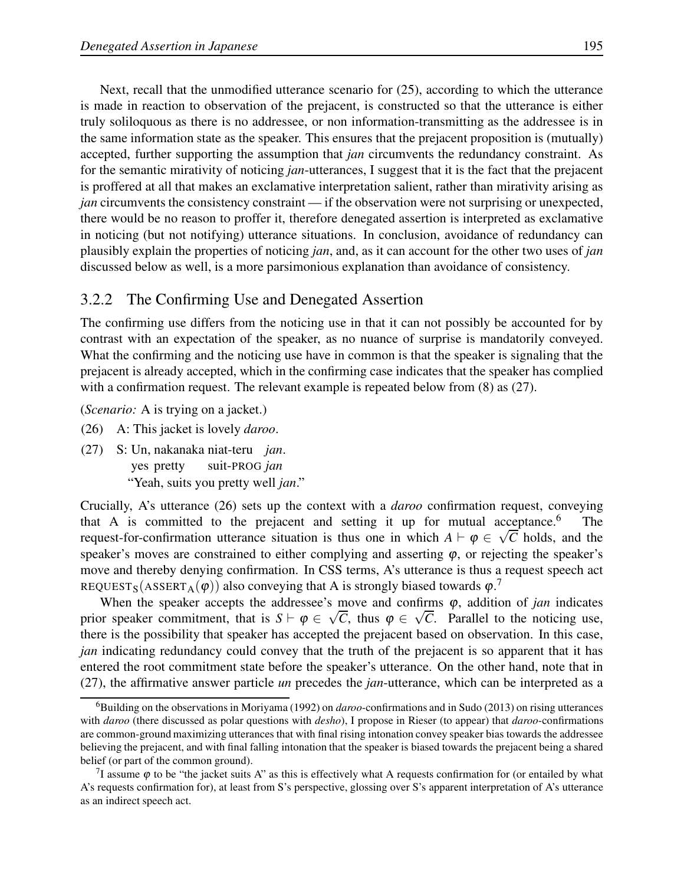Next, recall that the unmodified utterance scenario for (25), according to which the utterance is made in reaction to observation of the prejacent, is constructed so that the utterance is either truly soliloquous as there is no addressee, or non information-transmitting as the addressee is in the same information state as the speaker. This ensures that the prejacent proposition is (mutually) accepted, further supporting the assumption that *jan* circumvents the redundancy constraint. As for the semantic mirativity of noticing *jan*-utterances, I suggest that it is the fact that the prejacent is proffered at all that makes an exclamative interpretation salient, rather than mirativity arising as *jan* circumvents the consistency constraint — if the observation were not surprising or unexpected, there would be no reason to proffer it, therefore denegated assertion is interpreted as exclamative in noticing (but not notifying) utterance situations. In conclusion, avoidance of redundancy can plausibly explain the properties of noticing *jan*, and, as it can account for the other two uses of *jan* discussed below as well, is a more parsimonious explanation than avoidance of consistency.

### 3.2.2 The Confirming Use and Denegated Assertion

The confirming use differs from the noticing use in that it can not possibly be accounted for by contrast with an expectation of the speaker, as no nuance of surprise is mandatorily conveyed. What the confirming and the noticing use have in common is that the speaker is signaling that the prejacent is already accepted, which in the confirming case indicates that the speaker has complied with a confirmation request. The relevant example is repeated below from (8) as (27).

(*Scenario:* A is trying on a jacket.)

(26) A: This jacket is lovely *daroo*.

(27) S: Un, nakanaka niat-teru *jan*.
  yes pretty suit-PROG *jan*
  "Yeah, suits you pretty well *jan*."

Crucially, A's utterance (26) sets up the context with a *daroo* confirmation request, conveying that A is committed to the prejacent and setting it up for mutual acceptance.[6] The request-for-confirmation utterance situation is thus one in which $A \vdash \varphi \in \sqrt{C}$ holds, and the speaker's moves are constrained to either complying and asserting $\varphi$, or rejecting the speaker's move and thereby denying confirmation. In CSS terms, A's utterance is thus a request speech act $\text{REQUEST}_\text{S}(\text{ASSERT}_\text{A}(\varphi))$ also conveying that A is strongly biased towards $\varphi$.[7]

When the speaker accepts the addressee's move and confirms $\varphi$, addition of *jan* indicates prior speaker commitment, that is $S \vdash \varphi \in \sqrt{C}$, thus $\varphi \in \sqrt{C}$. Parallel to the noticing use, there is the possibility that speaker has accepted the prejacent based on observation. In this case, *jan* indicating redundancy could convey that the truth of the prejacent is so apparent that it has entered the root commitment state before the speaker's utterance. On the other hand, note that in (27), the affirmative answer particle *un* precedes the *jan*-utterance, which can be interpreted as a

[6]Building on the observations in Moriyama (1992) on *daroo*-confirmations and in Sudo (2013) on rising utterances with *daroo* (there discussed as polar questions with *desho*), I propose in Rieser (to appear) that *daroo*-confirmations are common-ground maximizing utterances that with final rising intonation convey speaker bias towards the addressee believing the prejacent, and with final falling intonation that the speaker is biased towards the prejacent being a shared belief (or part of the common ground).

[7]I assume $\varphi$ to be "the jacket suits A" as this is effectively what A requests confirmation for (or entailed by what A's requests confirmation for), at least from S's perspective, glossing over S's apparent interpretation of A's utterance as an indirect speech act.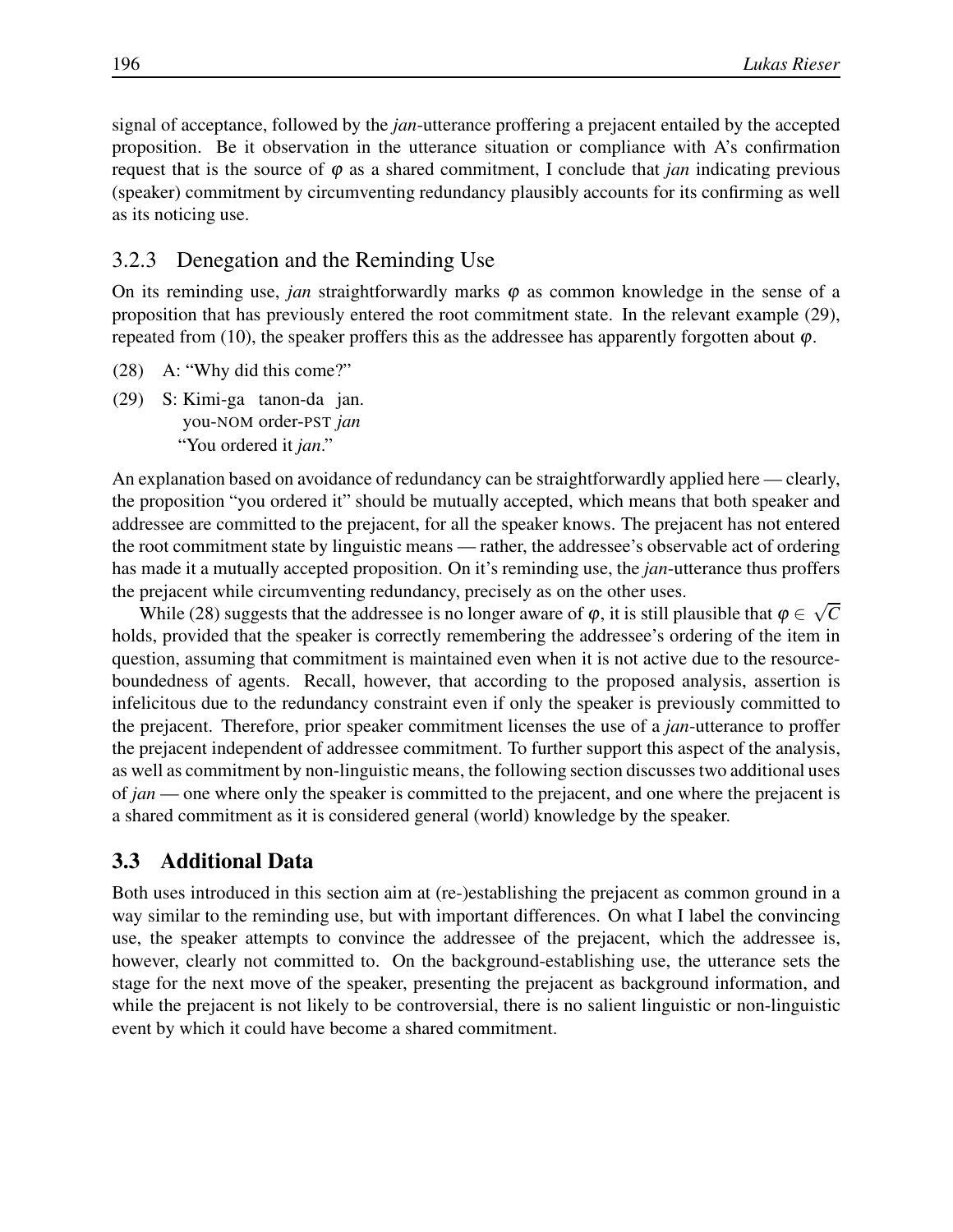signal of acceptance, followed by the *jan*-utterance proffering a prejacent entailed by the accepted proposition. Be it observation in the utterance situation or compliance with A's confirmation request that is the source of $\varphi$ as a shared commitment, I conclude that *jan* indicating previous (speaker) commitment by circumventing redundancy plausibly accounts for its confirming as well as its noticing use.

### 3.2.3 Denegation and the Reminding Use

On its reminding use, *jan* straightforwardly marks $\varphi$ as common knowledge in the sense of a proposition that has previously entered the root commitment state. In the relevant example (29), repeated from (10), the speaker proffers this as the addressee has apparently forgotten about $\varphi$.

(28) A: "Why did this come?"

(29) S: Kimi-ga tanon-da jan.
you-NOM order-PST *jan*
"You ordered it *jan*."

An explanation based on avoidance of redundancy can be straightforwardly applied here — clearly, the proposition "you ordered it" should be mutually accepted, which means that both speaker and addressee are committed to the prejacent, for all the speaker knows. The prejacent has not entered the root commitment state by linguistic means — rather, the addressee's observable act of ordering has made it a mutually accepted proposition. On it's reminding use, the *jan*-utterance thus proffers the prejacent while circumventing redundancy, precisely as on the other uses.

While (28) suggests that the addressee is no longer aware of $\varphi$, it is still plausible that $\varphi \in \sqrt{C}$ holds, provided that the speaker is correctly remembering the addressee's ordering of the item in question, assuming that commitment is maintained even when it is not active due to the resource-boundedness of agents. Recall, however, that according to the proposed analysis, assertion is infelicitous due to the redundancy constraint even if only the speaker is previously committed to the prejacent. Therefore, prior speaker commitment licenses the use of a *jan*-utterance to proffer the prejacent independent of addressee commitment. To further support this aspect of the analysis, as well as commitment by non-linguistic means, the following section discusses two additional uses of *jan* — one where only the speaker is committed to the prejacent, and one where the prejacent is a shared commitment as it is considered general (world) knowledge by the speaker.

## 3.3 Additional Data

Both uses introduced in this section aim at (re-)establishing the prejacent as common ground in a way similar to the reminding use, but with important differences. On what I label the convincing use, the speaker attempts to convince the addressee of the prejacent, which the addressee is, however, clearly not committed to. On the background-establishing use, the utterance sets the stage for the next move of the speaker, presenting the prejacent as background information, and while the prejacent is not likely to be controversial, there is no salient linguistic or non-linguistic event by which it could have become a shared commitment.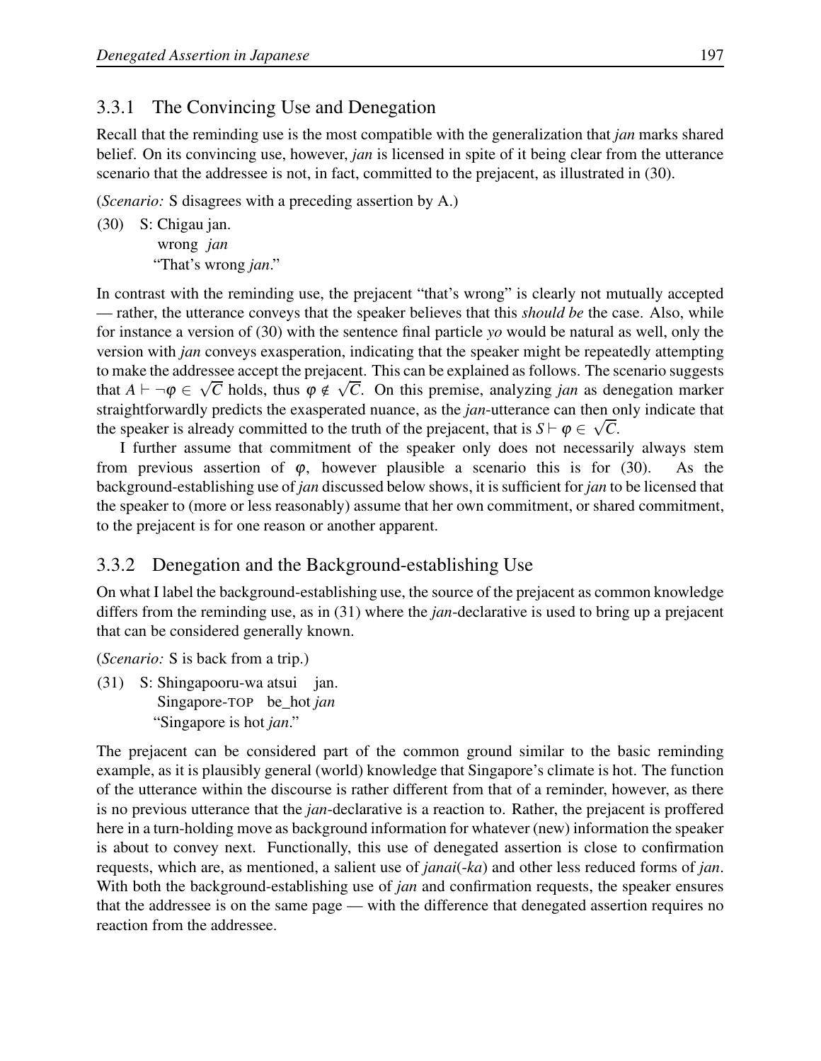### 3.3.1 The Convincing Use and Denegation

Recall that the reminding use is the most compatible with the generalization that *jan* marks shared belief. On its convincing use, however, *jan* is licensed in spite of it being clear from the utterance scenario that the addressee is not, in fact, committed to the prejacent, as illustrated in (30).

(*Scenario:* S disagrees with a preceding assertion by A.)

(30) S: Chigau jan.
  wrong *jan*
  "That's wrong *jan*."

In contrast with the reminding use, the prejacent "that's wrong" is clearly not mutually accepted — rather, the utterance conveys that the speaker believes that this *should be* the case. Also, while for instance a version of (30) with the sentence final particle *yo* would be natural as well, only the version with *jan* conveys exasperation, indicating that the speaker might be repeatedly attempting to make the addressee accept the prejacent. This can be explained as follows. The scenario suggests that $A \vdash \neg\varphi \in \sqrt{C}$ holds, thus $\varphi \notin \sqrt{C}$. On this premise, analyzing *jan* as denegation marker straightforwardly predicts the exasperated nuance, as the *jan*-utterance can then only indicate that the speaker is already committed to the truth of the prejacent, that is $S \vdash \varphi \in \sqrt{C}$.

I further assume that commitment of the speaker only does not necessarily always stem from previous assertion of $\varphi$, however plausible a scenario this is for (30). As the background-establishing use of *jan* discussed below shows, it is sufficient for *jan* to be licensed that the speaker to (more or less reasonably) assume that her own commitment, or shared commitment, to the prejacent is for one reason or another apparent.

### 3.3.2 Denegation and the Background-establishing Use

On what I label the background-establishing use, the source of the prejacent as common knowledge differs from the reminding use, as in (31) where the *jan*-declarative is used to bring up a prejacent that can be considered generally known.

(*Scenario:* S is back from a trip.)

(31) S: Shingapooru-wa atsui jan.
  Singapore-TOP be_hot *jan*
  "Singapore is hot *jan*."

The prejacent can be considered part of the common ground similar to the basic reminding example, as it is plausibly general (world) knowledge that Singapore's climate is hot. The function of the utterance within the discourse is rather different from that of a reminder, however, as there is no previous utterance that the *jan*-declarative is a reaction to. Rather, the prejacent is proffered here in a turn-holding move as background information for whatever (new) information the speaker is about to convey next. Functionally, this use of denegated assertion is close to confirmation requests, which are, as mentioned, a salient use of *janai*(*-ka*) and other less reduced forms of *jan*. With both the background-establishing use of *jan* and confirmation requests, the speaker ensures that the addressee is on the same page — with the difference that denegated assertion requires no reaction from the addressee.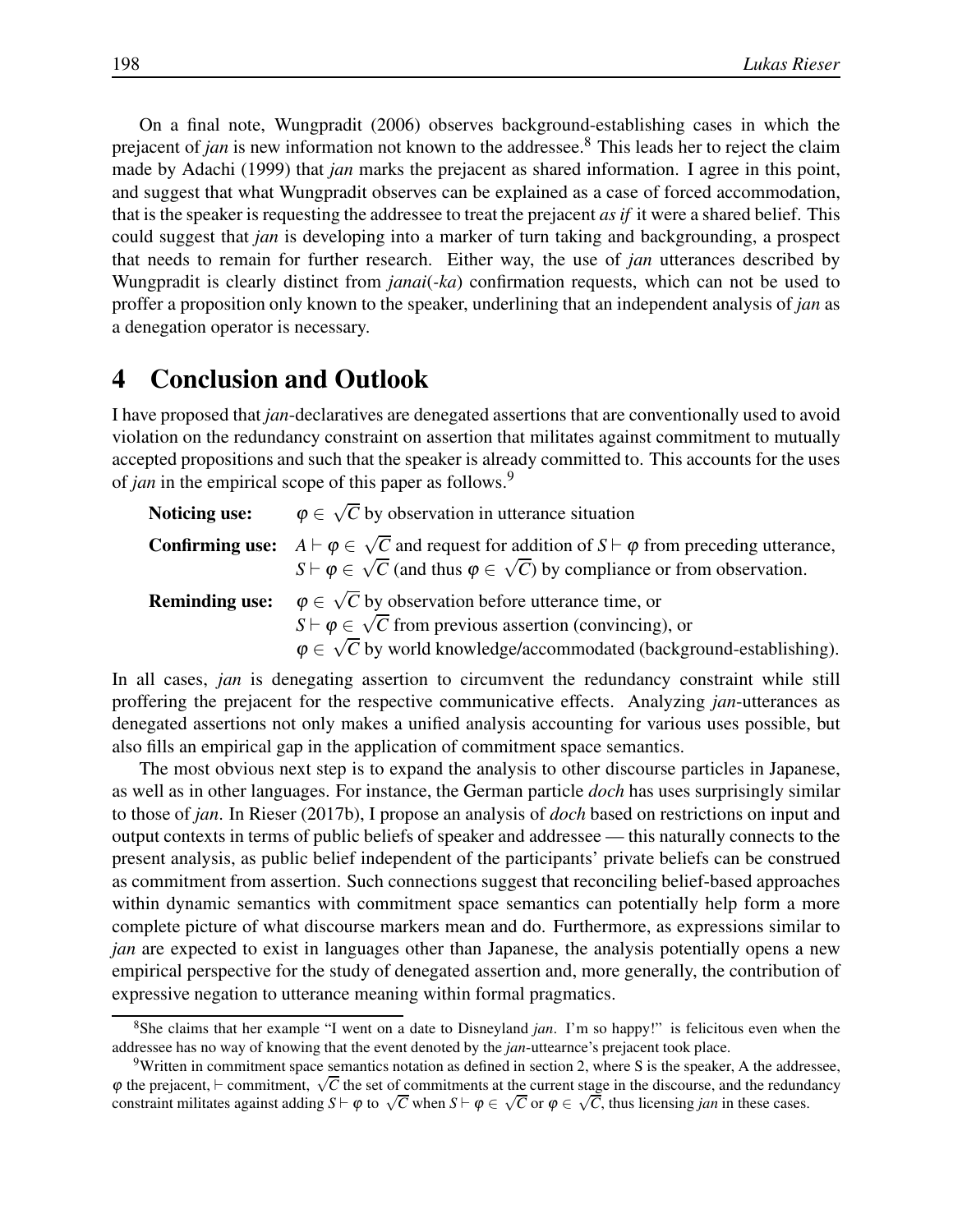On a final note, Wungpradit (2006) observes background-establishing cases in which the prejacent of *jan* is new information not known to the addressee.[8] This leads her to reject the claim made by Adachi (1999) that *jan* marks the prejacent as shared information. I agree in this point, and suggest that what Wungpradit observes can be explained as a case of forced accommodation, that is the speaker is requesting the addressee to treat the prejacent *as if* it were a shared belief. This could suggest that *jan* is developing into a marker of turn taking and backgrounding, a prospect that needs to remain for further research. Either way, the use of *jan* utterances described by Wungpradit is clearly distinct from *janai*(*-ka*) confirmation requests, which can not be used to proffer a proposition only known to the speaker, underlining that an independent analysis of *jan* as a denegation operator is necessary.

# 4 Conclusion and Outlook

I have proposed that *jan*-declaratives are denegated assertions that are conventionally used to avoid violation on the redundancy constraint on assertion that militates against commitment to mutually accepted propositions and such that the speaker is already committed to. This accounts for the uses of *jan* in the empirical scope of this paper as follows.[9]

**Noticing use:** $\varphi \in \sqrt{C}$ by observation in utterance situation

**Confirming use:** $A \vdash \varphi \in \sqrt{C}$ and request for addition of $S \vdash \varphi$ from preceding utterance, $S \vdash \varphi \in \sqrt{C}$ (and thus $\varphi \in \sqrt{C}$) by compliance or from observation.

**Reminding use:** $\varphi \in \sqrt{C}$ by observation before utterance time, or
$S \vdash \varphi \in \sqrt{C}$ from previous assertion (convincing), or
$\varphi \in \sqrt{C}$ by world knowledge/accommodated (background-establishing).

In all cases, *jan* is denegating assertion to circumvent the redundancy constraint while still proffering the prejacent for the respective communicative effects. Analyzing *jan*-utterances as denegated assertions not only makes a unified analysis accounting for various uses possible, but also fills an empirical gap in the application of commitment space semantics.

The most obvious next step is to expand the analysis to other discourse particles in Japanese, as well as in other languages. For instance, the German particle *doch* has uses surprisingly similar to those of *jan*. In Rieser (2017b), I propose an analysis of *doch* based on restrictions on input and output contexts in terms of public beliefs of speaker and addressee — this naturally connects to the present analysis, as public belief independent of the participants' private beliefs can be construed as commitment from assertion. Such connections suggest that reconciling belief-based approaches within dynamic semantics with commitment space semantics can potentially help form a more complete picture of what discourse markers mean and do. Furthermore, as expressions similar to *jan* are expected to exist in languages other than Japanese, the analysis potentially opens a new empirical perspective for the study of denegated assertion and, more generally, the contribution of expressive negation to utterance meaning within formal pragmatics.

---

[8] She claims that her example "I went on a date to Disneyland *jan*. I'm so happy!" is felicitous even when the addressee has no way of knowing that the event denoted by the *jan*-uttearnce's prejacent took place.

[9] Written in commitment space semantics notation as defined in section 2, where S is the speaker, A the addressee, $\varphi$ the prejacent, $\vdash$ commitment, $\sqrt{C}$ the set of commitments at the current stage in the discourse, and the redundancy constraint militates against adding $S \vdash \varphi$ to $\sqrt{C}$ when $S \vdash \varphi \in \sqrt{C}$ or $\varphi \in \sqrt{C}$, thus licensing *jan* in these cases.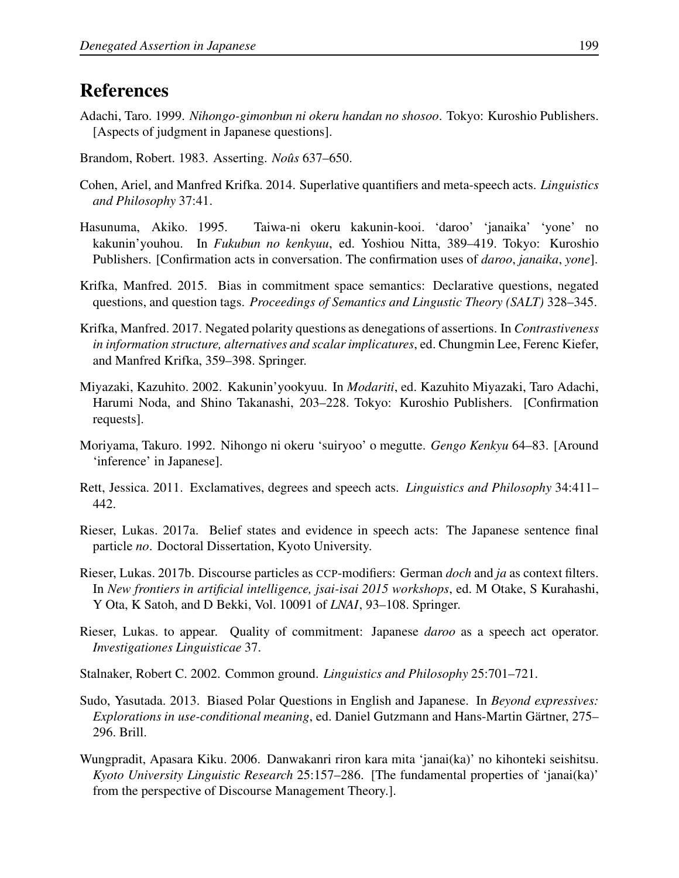## References

Adachi, Taro. 1999. *Nihongo-gimonbun ni okeru handan no shosoo*. Tokyo: Kuroshio Publishers. [Aspects of judgment in Japanese questions].

Brandom, Robert. 1983. Asserting. *Noûs* 637–650.

Cohen, Ariel, and Manfred Krifka. 2014. Superlative quantifiers and meta-speech acts. *Linguistics and Philosophy* 37:41.

Hasunuma, Akiko. 1995. Taiwa-ni okeru kakunin-kooi. 'daroo' 'janaika' 'yone' no kakunin'youhou. In *Fukubun no kenkyuu*, ed. Yoshiou Nitta, 389–419. Tokyo: Kuroshio Publishers. [Confirmation acts in conversation. The confirmation uses of *daroo*, *janaika*, *yone*].

Krifka, Manfred. 2015. Bias in commitment space semantics: Declarative questions, negated questions, and question tags. *Proceedings of Semantics and Lingustic Theory (SALT)* 328–345.

Krifka, Manfred. 2017. Negated polarity questions as denegations of assertions. In *Contrastiveness in information structure, alternatives and scalar implicatures*, ed. Chungmin Lee, Ferenc Kiefer, and Manfred Krifka, 359–398. Springer.

Miyazaki, Kazuhito. 2002. Kakunin'yookyuu. In *Modariti*, ed. Kazuhito Miyazaki, Taro Adachi, Harumi Noda, and Shino Takanashi, 203–228. Tokyo: Kuroshio Publishers. [Confirmation requests].

Moriyama, Takuro. 1992. Nihongo ni okeru 'suiryoo' o megutte. *Gengo Kenkyu* 64–83. [Around 'inference' in Japanese].

Rett, Jessica. 2011. Exclamatives, degrees and speech acts. *Linguistics and Philosophy* 34:411–442.

Rieser, Lukas. 2017a. Belief states and evidence in speech acts: The Japanese sentence final particle *no*. Doctoral Dissertation, Kyoto University.

Rieser, Lukas. 2017b. Discourse particles as CCP-modifiers: German *doch* and *ja* as context filters. In *New frontiers in artificial intelligence, jsai-isai 2015 workshops*, ed. M Otake, S Kurahashi, Y Ota, K Satoh, and D Bekki, Vol. 10091 of *LNAI*, 93–108. Springer.

Rieser, Lukas. to appear. Quality of commitment: Japanese *daroo* as a speech act operator. *Investigationes Linguisticae* 37.

Stalnaker, Robert C. 2002. Common ground. *Linguistics and Philosophy* 25:701–721.

Sudo, Yasutada. 2013. Biased Polar Questions in English and Japanese. In *Beyond expressives: Explorations in use-conditional meaning*, ed. Daniel Gutzmann and Hans-Martin Gärtner, 275–296. Brill.

Wungpradit, Apasara Kiku. 2006. Danwakanri riron kara mita 'janai(ka)' no kihonteki seishitsu. *Kyoto University Linguistic Research* 25:157–286. [The fundamental properties of 'janai(ka)' from the perspective of Discourse Management Theory.].